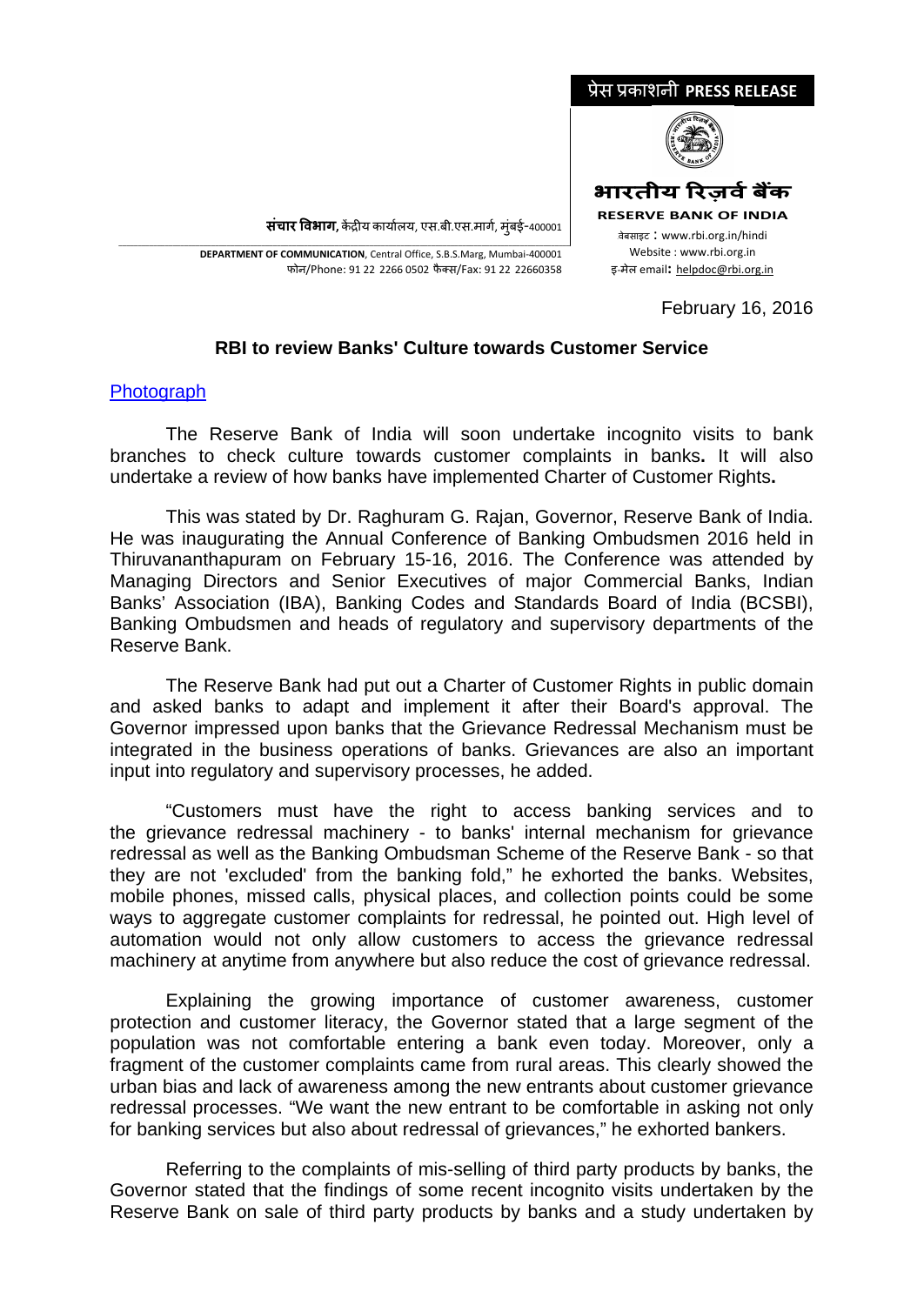प्रेस प्रकाशनी **PRESS RELEASE**

**भारतीय रिज़र्व बैंक**
**RESERVE BANK OF INDIA**

वेबसाइट : www.rbi.org.in/hindi
Website : www.rbi.org.in
इ-मेल email: helpdoc@rbi.org.in

**संचार विभाग,** केंद्रीय कार्यालय, एस.बी.एस.मार्ग, मुंबई-400001

**DEPARTMENT OF COMMUNICATION**, Central Office, S.B.S.Marg, Mumbai-400001
फोन/Phone: 91 22 2266 0502 फैक्स/Fax: 91 22 22660358

February 16, 2016

## RBI to review Banks' Culture towards Customer Service

Photograph

The Reserve Bank of India will soon undertake incognito visits to bank branches to check culture towards customer complaints in banks**.** It will also undertake a review of how banks have implemented Charter of Customer Rights**.**

This was stated by Dr. Raghuram G. Rajan, Governor, Reserve Bank of India. He was inaugurating the Annual Conference of Banking Ombudsmen 2016 held in Thiruvananthapuram on February 15-16, 2016. The Conference was attended by Managing Directors and Senior Executives of major Commercial Banks, Indian Banks' Association (IBA), Banking Codes and Standards Board of India (BCSBI), Banking Ombudsmen and heads of regulatory and supervisory departments of the Reserve Bank.

The Reserve Bank had put out a Charter of Customer Rights in public domain and asked banks to adapt and implement it after their Board's approval. The Governor impressed upon banks that the Grievance Redressal Mechanism must be integrated in the business operations of banks. Grievances are also an important input into regulatory and supervisory processes, he added.

"Customers must have the right to access banking services and to the grievance redressal machinery - to banks' internal mechanism for grievance redressal as well as the Banking Ombudsman Scheme of the Reserve Bank - so that they are not 'excluded' from the banking fold," he exhorted the banks. Websites, mobile phones, missed calls, physical places, and collection points could be some ways to aggregate customer complaints for redressal, he pointed out. High level of automation would not only allow customers to access the grievance redressal machinery at anytime from anywhere but also reduce the cost of grievance redressal.

Explaining the growing importance of customer awareness, customer protection and customer literacy, the Governor stated that a large segment of the population was not comfortable entering a bank even today. Moreover, only a fragment of the customer complaints came from rural areas. This clearly showed the urban bias and lack of awareness among the new entrants about customer grievance redressal processes. "We want the new entrant to be comfortable in asking not only for banking services but also about redressal of grievances," he exhorted bankers.

Referring to the complaints of mis-selling of third party products by banks, the Governor stated that the findings of some recent incognito visits undertaken by the Reserve Bank on sale of third party products by banks and a study undertaken by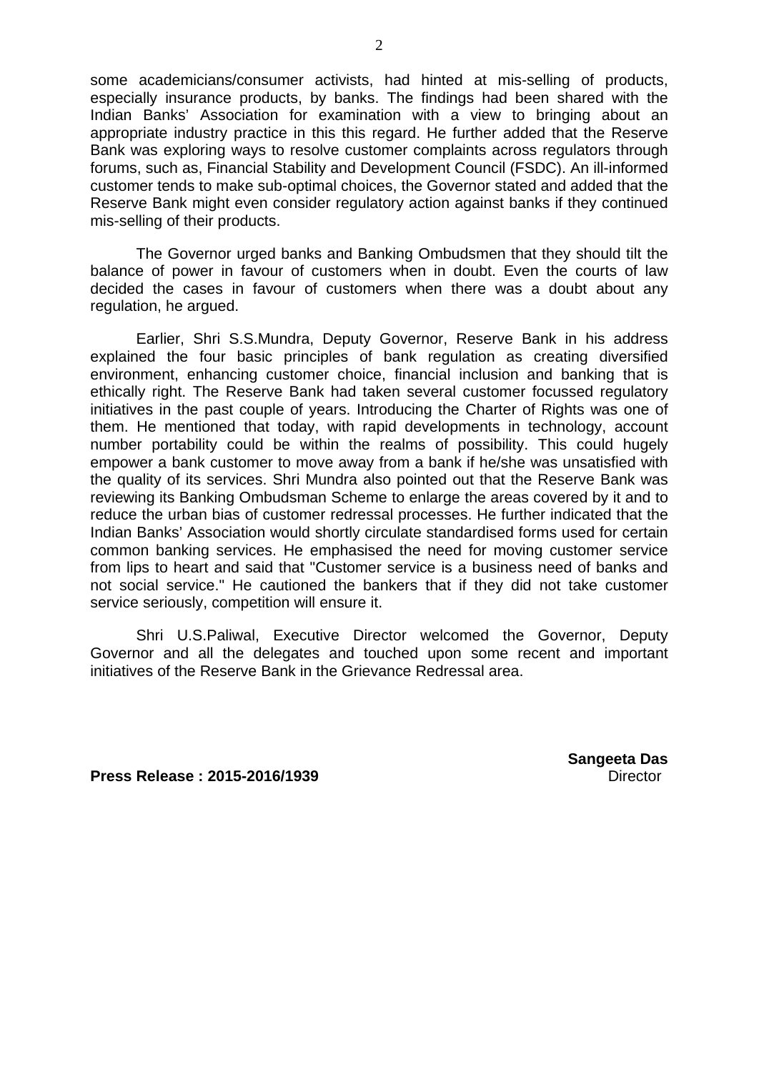some academicians/consumer activists, had hinted at mis-selling of products, especially insurance products, by banks. The findings had been shared with the Indian Banks' Association for examination with a view to bringing about an appropriate industry practice in this this regard. He further added that the Reserve Bank was exploring ways to resolve customer complaints across regulators through forums, such as, Financial Stability and Development Council (FSDC). An ill-informed customer tends to make sub-optimal choices, the Governor stated and added that the Reserve Bank might even consider regulatory action against banks if they continued mis-selling of their products.

The Governor urged banks and Banking Ombudsmen that they should tilt the balance of power in favour of customers when in doubt. Even the courts of law decided the cases in favour of customers when there was a doubt about any regulation, he argued.

Earlier, Shri S.S.Mundra, Deputy Governor, Reserve Bank in his address explained the four basic principles of bank regulation as creating diversified environment, enhancing customer choice, financial inclusion and banking that is ethically right. The Reserve Bank had taken several customer focussed regulatory initiatives in the past couple of years. Introducing the Charter of Rights was one of them. He mentioned that today, with rapid developments in technology, account number portability could be within the realms of possibility. This could hugely empower a bank customer to move away from a bank if he/she was unsatisfied with the quality of its services. Shri Mundra also pointed out that the Reserve Bank was reviewing its Banking Ombudsman Scheme to enlarge the areas covered by it and to reduce the urban bias of customer redressal processes. He further indicated that the Indian Banks' Association would shortly circulate standardised forms used for certain common banking services. He emphasised the need for moving customer service from lips to heart and said that "Customer service is a business need of banks and not social service." He cautioned the bankers that if they did not take customer service seriously, competition will ensure it.

Shri U.S.Paliwal, Executive Director welcomed the Governor, Deputy Governor and all the delegates and touched upon some recent and important initiatives of the Reserve Bank in the Grievance Redressal area.

**Sangeeta Das**
Director

**Press Release : 2015-2016/1939**